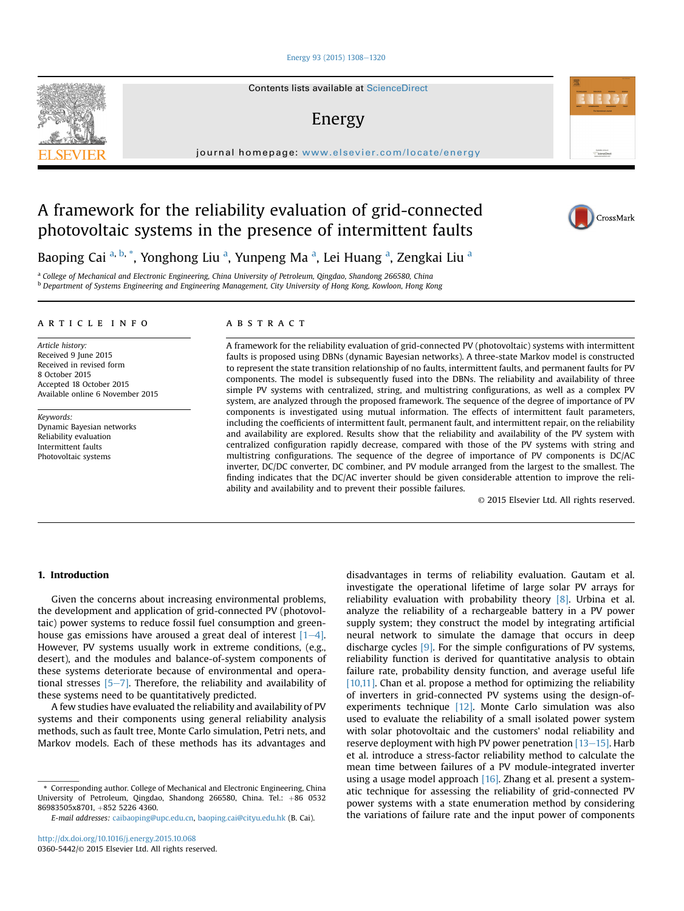# A framework for the reliability evaluation of grid-connected photovoltaic systems in the presence of intermittent faults

Baoping Cai [a, b, *], Yonghong Liu [a], Yunpeng Ma [a], Lei Huang [a], Zengkai Liu [a]

[a] College of Mechanical and Electronic Engineering, China University of Petroleum, Qingdao, Shandong 266580, China
[b] Department of Systems Engineering and Engineering Management, City University of Hong Kong, Kowloon, Hong Kong

## ARTICLE INFO

*Article history:*
Received 9 June 2015
Received in revised form
8 October 2015
Accepted 18 October 2015
Available online 6 November 2015

*Keywords:*
Dynamic Bayesian networks
Reliability evaluation
Intermittent faults
Photovoltaic systems

## ABSTRACT

A framework for the reliability evaluation of grid-connected PV (photovoltaic) systems with intermittent faults is proposed using DBNs (dynamic Bayesian networks). A three-state Markov model is constructed to represent the state transition relationship of no faults, intermittent faults, and permanent faults for PV components. The model is subsequently fused into the DBNs. The reliability and availability of three simple PV systems with centralized, string, and multistring configurations, as well as a complex PV system, are analyzed through the proposed framework. The sequence of the degree of importance of PV components is investigated using mutual information. The effects of intermittent fault parameters, including the coefficients of intermittent fault, permanent fault, and intermittent repair, on the reliability and availability are explored. Results show that the reliability and availability of the PV system with centralized configuration rapidly decrease, compared with those of the PV systems with string and multistring configurations. The sequence of the degree of importance of PV components is DC/AC inverter, DC/DC converter, DC combiner, and PV module arranged from the largest to the smallest. The finding indicates that the DC/AC inverter should be given considerable attention to improve the reliability and availability and to prevent their possible failures.

© 2015 Elsevier Ltd. All rights reserved.

## 1. Introduction

Given the concerns about increasing environmental problems, the development and application of grid-connected PV (photovoltaic) power systems to reduce fossil fuel consumption and greenhouse gas emissions have aroused a great deal of interest [1–4]. However, PV systems usually work in extreme conditions, (e.g., desert), and the modules and balance-of-system components of these systems deteriorate because of environmental and operational stresses [5–7]. Therefore, the reliability and availability of these systems need to be quantitatively predicted.

A few studies have evaluated the reliability and availability of PV systems and their components using general reliability analysis methods, such as fault tree, Monte Carlo simulation, Petri nets, and Markov models. Each of these methods has its advantages and disadvantages in terms of reliability evaluation. Gautam et al. investigate the operational lifetime of large solar PV arrays for reliability evaluation with probability theory [8]. Urbina et al. analyze the reliability of a rechargeable battery in a PV power supply system; they construct the model by integrating artificial neural network to simulate the damage that occurs in deep discharge cycles [9]. For the simple configurations of PV systems, reliability function is derived for quantitative analysis to obtain failure rate, probability density function, and average useful life [10,11]. Chan et al. propose a method for optimizing the reliability of inverters in grid-connected PV systems using the design-of-experiments technique [12]. Monte Carlo simulation was also used to evaluate the reliability of a small isolated power system with solar photovoltaic and the customers' nodal reliability and reserve deployment with high PV power penetration [13–15]. Harb et al. introduce a stress-factor reliability method to calculate the mean time between failures of a PV module-integrated inverter using a usage model approach [16]. Zhang et al. present a systematic technique for assessing the reliability of grid-connected PV power systems with a state enumeration method by considering the variations of failure rate and the input power of components

* Corresponding author. College of Mechanical and Electronic Engineering, China University of Petroleum, Qingdao, Shandong 266580, China. Tel.: +86 0532 86983505x8701, +852 5226 4360.
E-mail addresses: caibaoping@upc.edu.cn, baoping.cai@cityu.edu.hk (B. Cai).

http://dx.doi.org/10.1016/j.energy.2015.10.068
0360-5442/© 2015 Elsevier Ltd. All rights reserved.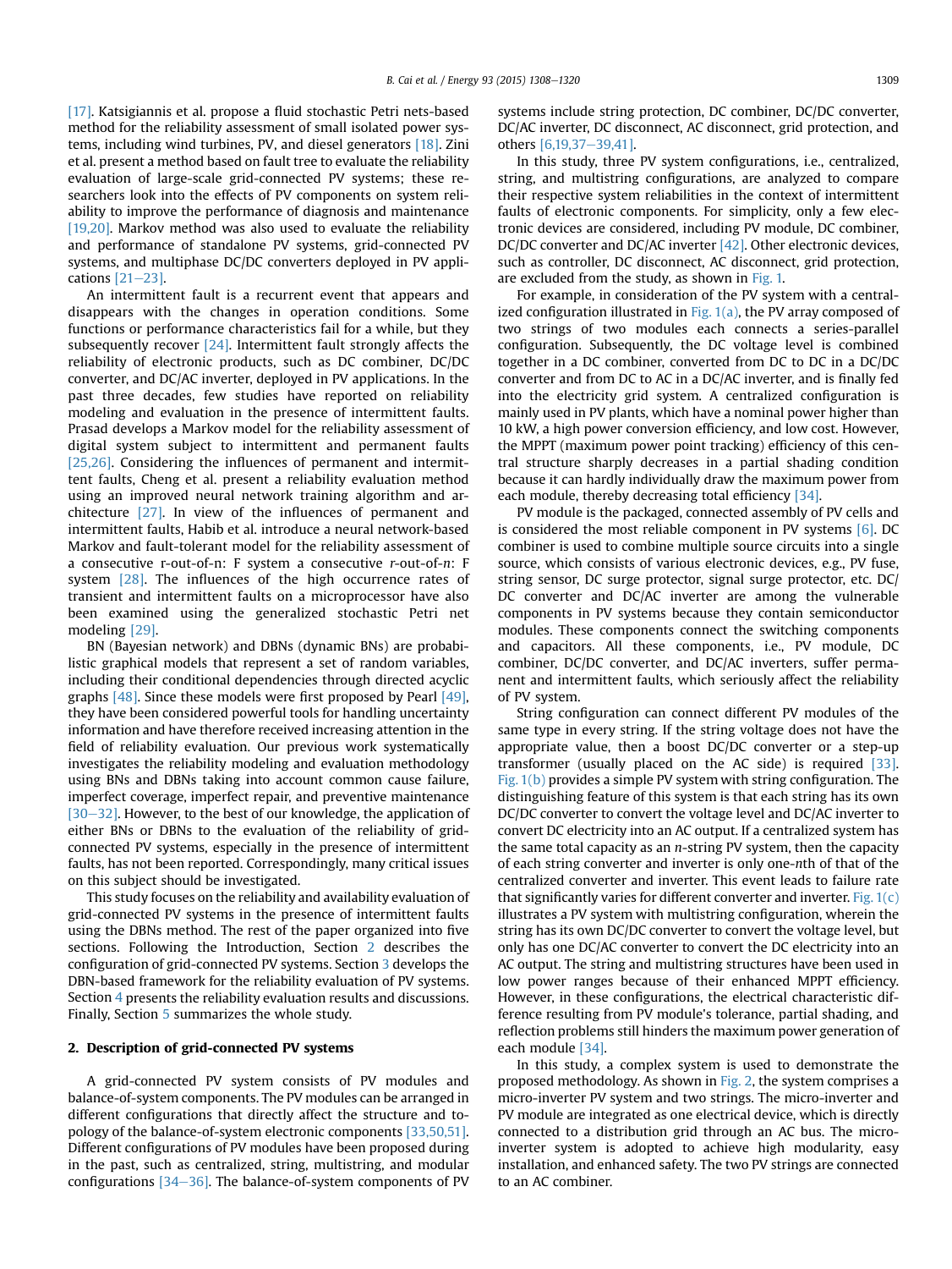[17]. Katsigiannis et al. propose a fluid stochastic Petri nets-based method for the reliability assessment of small isolated power systems, including wind turbines, PV, and diesel generators [18]. Zini et al. present a method based on fault tree to evaluate the reliability evaluation of large-scale grid-connected PV systems; these researchers look into the effects of PV components on system reliability to improve the performance of diagnosis and maintenance [19,20]. Markov method was also used to evaluate the reliability and performance of standalone PV systems, grid-connected PV systems, and multiphase DC/DC converters deployed in PV applications [21–23].

An intermittent fault is a recurrent event that appears and disappears with the changes in operation conditions. Some functions or performance characteristics fail for a while, but they subsequently recover [24]. Intermittent fault strongly affects the reliability of electronic products, such as DC combiner, DC/DC converter, and DC/AC inverter, deployed in PV applications. In the past three decades, few studies have reported on reliability modeling and evaluation in the presence of intermittent faults. Prasad develops a Markov model for the reliability assessment of digital system subject to intermittent and permanent faults [25,26]. Considering the influences of permanent and intermittent faults, Cheng et al. present a reliability evaluation method using an improved neural network training algorithm and architecture [27]. In view of the influences of permanent and intermittent faults, Habib et al. introduce a neural network-based Markov and fault-tolerant model for the reliability assessment of a consecutive r-out-of-n: F system a consecutive *r*-out-of-*n*: F system [28]. The influences of the high occurrence rates of transient and intermittent faults on a microprocessor have also been examined using the generalized stochastic Petri net modeling [29].

BN (Bayesian network) and DBNs (dynamic BNs) are probabilistic graphical models that represent a set of random variables, including their conditional dependencies through directed acyclic graphs [48]. Since these models were first proposed by Pearl [49], they have been considered powerful tools for handling uncertainty information and have therefore received increasing attention in the field of reliability evaluation. Our previous work systematically investigates the reliability modeling and evaluation methodology using BNs and DBNs taking into account common cause failure, imperfect coverage, imperfect repair, and preventive maintenance [30–32]. However, to the best of our knowledge, the application of either BNs or DBNs to the evaluation of the reliability of grid-connected PV systems, especially in the presence of intermittent faults, has not been reported. Correspondingly, many critical issues on this subject should be investigated.

This study focuses on the reliability and availability evaluation of grid-connected PV systems in the presence of intermittent faults using the DBNs method. The rest of the paper organized into five sections. Following the Introduction, Section 2 describes the configuration of grid-connected PV systems. Section 3 develops the DBN-based framework for the reliability evaluation of PV systems. Section 4 presents the reliability evaluation results and discussions. Finally, Section 5 summarizes the whole study.

## 2. Description of grid-connected PV systems

A grid-connected PV system consists of PV modules and balance-of-system components. The PV modules can be arranged in different configurations that directly affect the structure and topology of the balance-of-system electronic components [33,50,51]. Different configurations of PV modules have been proposed during in the past, such as centralized, string, multistring, and modular configurations [34–36]. The balance-of-system components of PV systems include string protection, DC combiner, DC/DC converter, DC/AC inverter, DC disconnect, AC disconnect, grid protection, and others [6,19,37–39,41].

In this study, three PV system configurations, i.e., centralized, string, and multistring configurations, are analyzed to compare their respective system reliabilities in the context of intermittent faults of electronic components. For simplicity, only a few electronic devices are considered, including PV module, DC combiner, DC/DC converter and DC/AC inverter [42]. Other electronic devices, such as controller, DC disconnect, AC disconnect, grid protection, are excluded from the study, as shown in Fig. 1.

For example, in consideration of the PV system with a centralized configuration illustrated in Fig. 1(a), the PV array composed of two strings of two modules each connects a series-parallel configuration. Subsequently, the DC voltage level is combined together in a DC combiner, converted from DC to DC in a DC/DC converter and from DC to AC in a DC/AC inverter, and is finally fed into the electricity grid system. A centralized configuration is mainly used in PV plants, which have a nominal power higher than 10 kW, a high power conversion efficiency, and low cost. However, the MPPT (maximum power point tracking) efficiency of this central structure sharply decreases in a partial shading condition because it can hardly individually draw the maximum power from each module, thereby decreasing total efficiency [34].

PV module is the packaged, connected assembly of PV cells and is considered the most reliable component in PV systems [6]. DC combiner is used to combine multiple source circuits into a single source, which consists of various electronic devices, e.g., PV fuse, string sensor, DC surge protector, signal surge protector, etc. DC/DC converter and DC/AC inverter are among the vulnerable components in PV systems because they contain semiconductor modules. These components connect the switching components and capacitors. All these components, i.e., PV module, DC combiner, DC/DC converter, and DC/AC inverters, suffer permanent and intermittent faults, which seriously affect the reliability of PV system.

String configuration can connect different PV modules of the same type in every string. If the string voltage does not have the appropriate value, then a boost DC/DC converter or a step-up transformer (usually placed on the AC side) is required [33]. Fig. 1(b) provides a simple PV system with string configuration. The distinguishing feature of this system is that each string has its own DC/DC converter to convert the voltage level and DC/AC inverter to convert DC electricity into an AC output. If a centralized system has the same total capacity as an *n*-string PV system, then the capacity of each string converter and inverter is only one-*n*th of that of the centralized converter and inverter. This event leads to failure rate that significantly varies for different converter and inverter. Fig. 1(c) illustrates a PV system with multistring configuration, wherein the string has its own DC/DC converter to convert the voltage level, but only has one DC/AC converter to convert the DC electricity into an AC output. The string and multistring structures have been used in low power ranges because of their enhanced MPPT efficiency. However, in these configurations, the electrical characteristic difference resulting from PV module's tolerance, partial shading, and reflection problems still hinders the maximum power generation of each module [34].

In this study, a complex system is used to demonstrate the proposed methodology. As shown in Fig. 2, the system comprises a micro-inverter PV system and two strings. The micro-inverter and PV module are integrated as one electrical device, which is directly connected to a distribution grid through an AC bus. The micro-inverter system is adopted to achieve high modularity, easy installation, and enhanced safety. The two PV strings are connected to an AC combiner.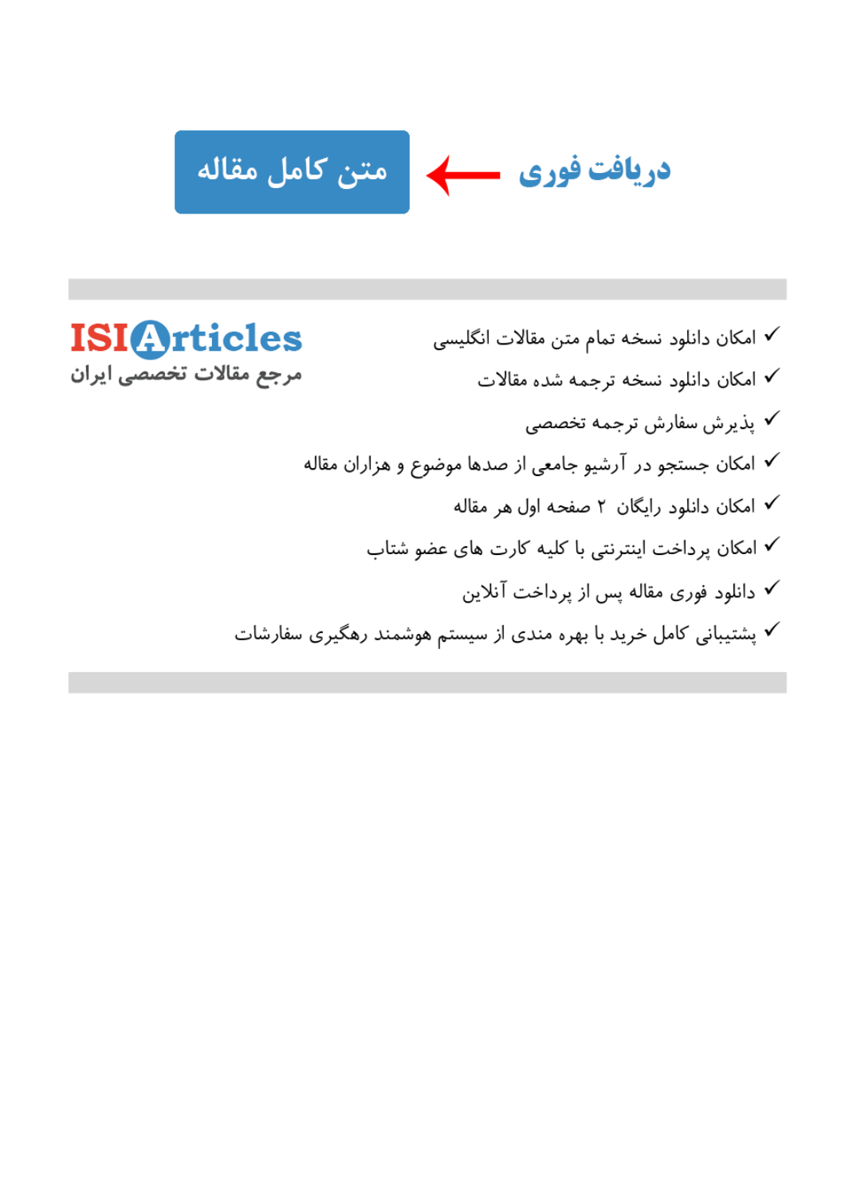دریافت فوری ← متن کامل مقاله

**ISIArticles**
مرجع مقالات تخصصی ایران

- ✓ امکان دانلود نسخه تمام متن مقالات انگلیسی
- ✓ امکان دانلود نسخه ترجمه شده مقالات
- ✓ پذیرش سفارش ترجمه تخصصی
- ✓ امکان جستجو در آرشیو جامعی از صدها موضوع و هزاران مقاله
- ✓ امکان دانلود رایگان ۲ صفحه اول هر مقاله
- ✓ امکان پرداخت اینترنتی با کلیه کارت های عضو شتاب
- ✓ دانلود فوری مقاله پس از پرداخت آنلاین
- ✓ پشتیبانی کامل خرید با بهره مندی از سیستم هوشمند رهگیری سفارشات